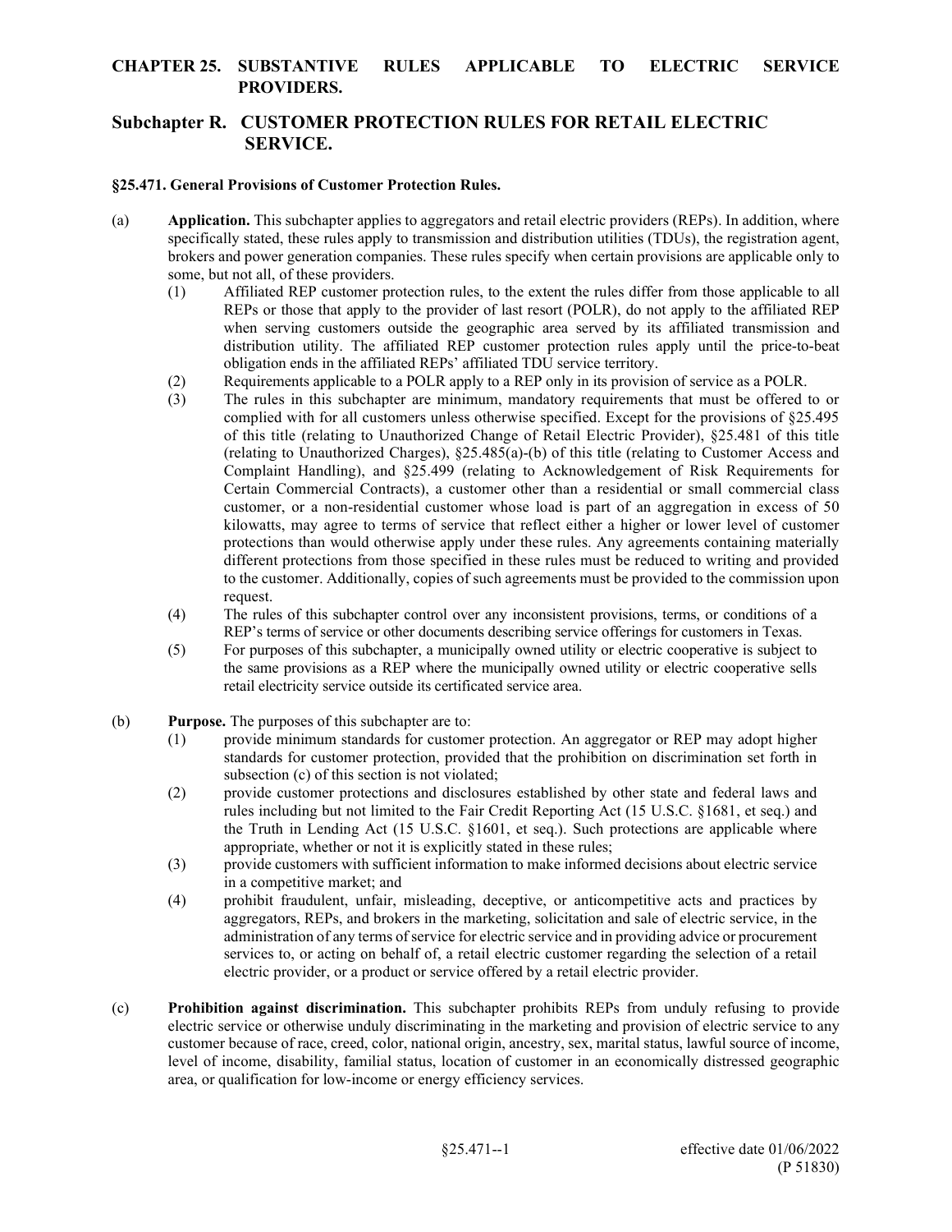# CHAPTER 25. SUBSTANTIVE RULES APPLICABLE TO ELECTRIC SERVICE PROVIDERS.

## Subchapter R. CUSTOMER PROTECTION RULES FOR RETAIL ELECTRIC SERVICE.

### §25.471. General Provisions of Customer Protection Rules.

(a) **Application.** This subchapter applies to aggregators and retail electric providers (REPs). In addition, where specifically stated, these rules apply to transmission and distribution utilities (TDUs), the registration agent, brokers and power generation companies. These rules specify when certain provisions are applicable only to some, but not all, of these providers.

(1) Affiliated REP customer protection rules, to the extent the rules differ from those applicable to all REPs or those that apply to the provider of last resort (POLR), do not apply to the affiliated REP when serving customers outside the geographic area served by its affiliated transmission and distribution utility. The affiliated REP customer protection rules apply until the price-to-beat obligation ends in the affiliated REPs' affiliated TDU service territory.

(2) Requirements applicable to a POLR apply to a REP only in its provision of service as a POLR.

(3) The rules in this subchapter are minimum, mandatory requirements that must be offered to or complied with for all customers unless otherwise specified. Except for the provisions of §25.495 of this title (relating to Unauthorized Change of Retail Electric Provider), §25.481 of this title (relating to Unauthorized Charges), §25.485(a)-(b) of this title (relating to Customer Access and Complaint Handling), and §25.499 (relating to Acknowledgement of Risk Requirements for Certain Commercial Contracts), a customer other than a residential or small commercial class customer, or a non-residential customer whose load is part of an aggregation in excess of 50 kilowatts, may agree to terms of service that reflect either a higher or lower level of customer protections than would otherwise apply under these rules. Any agreements containing materially different protections from those specified in these rules must be reduced to writing and provided to the customer. Additionally, copies of such agreements must be provided to the commission upon request.

(4) The rules of this subchapter control over any inconsistent provisions, terms, or conditions of a REP's terms of service or other documents describing service offerings for customers in Texas.

(5) For purposes of this subchapter, a municipally owned utility or electric cooperative is subject to the same provisions as a REP where the municipally owned utility or electric cooperative sells retail electricity service outside its certificated service area.

(b) **Purpose.** The purposes of this subchapter are to:

(1) provide minimum standards for customer protection. An aggregator or REP may adopt higher standards for customer protection, provided that the prohibition on discrimination set forth in subsection (c) of this section is not violated;

(2) provide customer protections and disclosures established by other state and federal laws and rules including but not limited to the Fair Credit Reporting Act (15 U.S.C. §1681, et seq.) and the Truth in Lending Act (15 U.S.C. §1601, et seq.). Such protections are applicable where appropriate, whether or not it is explicitly stated in these rules;

(3) provide customers with sufficient information to make informed decisions about electric service in a competitive market; and

(4) prohibit fraudulent, unfair, misleading, deceptive, or anticompetitive acts and practices by aggregators, REPs, and brokers in the marketing, solicitation and sale of electric service, in the administration of any terms of service for electric service and in providing advice or procurement services to, or acting on behalf of, a retail electric customer regarding the selection of a retail electric provider, or a product or service offered by a retail electric provider.

(c) **Prohibition against discrimination.** This subchapter prohibits REPs from unduly refusing to provide electric service or otherwise unduly discriminating in the marketing and provision of electric service to any customer because of race, creed, color, national origin, ancestry, sex, marital status, lawful source of income, level of income, disability, familial status, location of customer in an economically distressed geographic area, or qualification for low-income or energy efficiency services.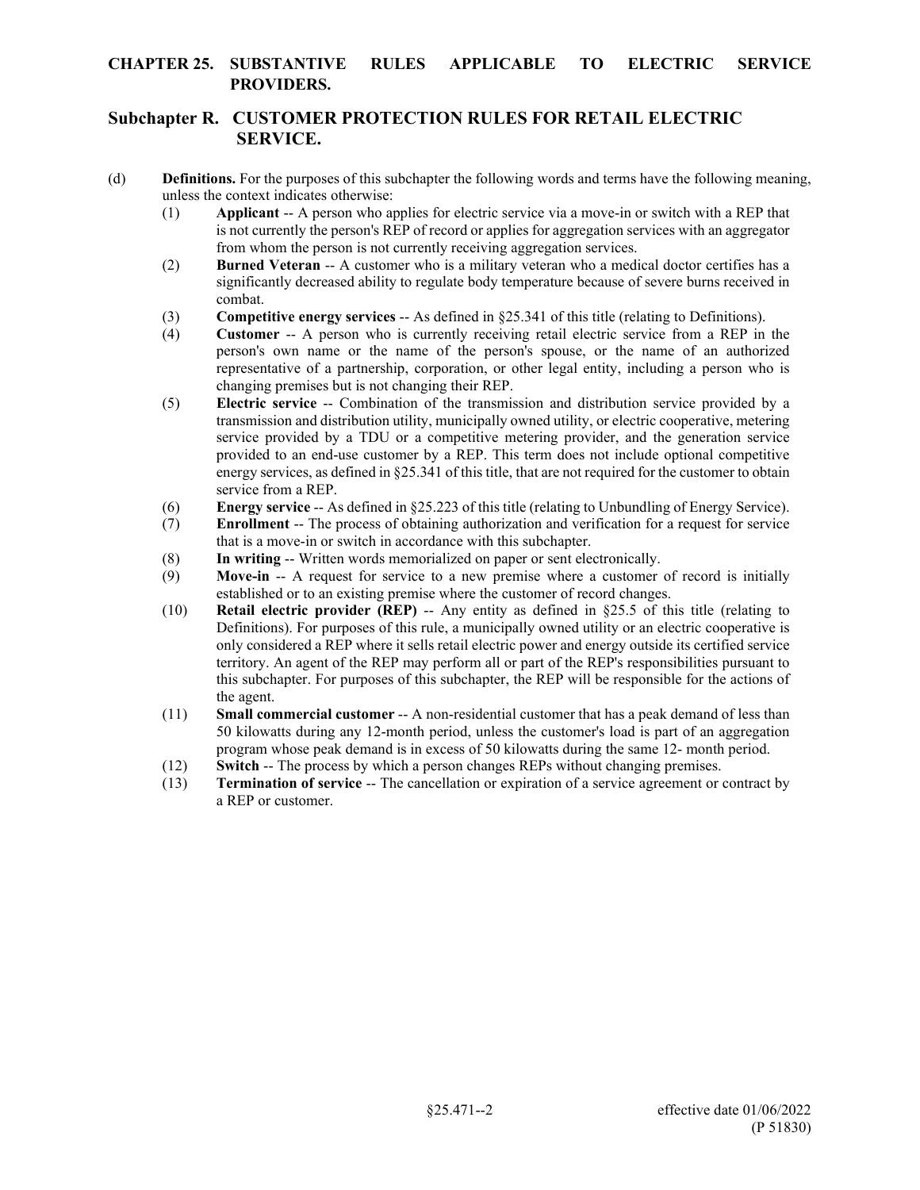## CHAPTER 25. SUBSTANTIVE RULES APPLICABLE TO ELECTRIC SERVICE PROVIDERS.

## Subchapter R. CUSTOMER PROTECTION RULES FOR RETAIL ELECTRIC SERVICE.

(d) **Definitions.** For the purposes of this subchapter the following words and terms have the following meaning, unless the context indicates otherwise:

(1) **Applicant** -- A person who applies for electric service via a move-in or switch with a REP that is not currently the person's REP of record or applies for aggregation services with an aggregator from whom the person is not currently receiving aggregation services.

(2) **Burned Veteran** -- A customer who is a military veteran who a medical doctor certifies has a significantly decreased ability to regulate body temperature because of severe burns received in combat.

(3) **Competitive energy services** -- As defined in §25.341 of this title (relating to Definitions).

(4) **Customer** -- A person who is currently receiving retail electric service from a REP in the person's own name or the name of the person's spouse, or the name of an authorized representative of a partnership, corporation, or other legal entity, including a person who is changing premises but is not changing their REP.

(5) **Electric service** -- Combination of the transmission and distribution service provided by a transmission and distribution utility, municipally owned utility, or electric cooperative, metering service provided by a TDU or a competitive metering provider, and the generation service provided to an end-use customer by a REP. This term does not include optional competitive energy services, as defined in §25.341 of this title, that are not required for the customer to obtain service from a REP.

(6) **Energy service** -- As defined in §25.223 of this title (relating to Unbundling of Energy Service).

(7) **Enrollment** -- The process of obtaining authorization and verification for a request for service that is a move-in or switch in accordance with this subchapter.

(8) **In writing** -- Written words memorialized on paper or sent electronically.

(9) **Move-in** -- A request for service to a new premise where a customer of record is initially established or to an existing premise where the customer of record changes.

(10) **Retail electric provider (REP)** -- Any entity as defined in §25.5 of this title (relating to Definitions). For purposes of this rule, a municipally owned utility or an electric cooperative is only considered a REP where it sells retail electric power and energy outside its certified service territory. An agent of the REP may perform all or part of the REP's responsibilities pursuant to this subchapter. For purposes of this subchapter, the REP will be responsible for the actions of the agent.

(11) **Small commercial customer** -- A non-residential customer that has a peak demand of less than 50 kilowatts during any 12-month period, unless the customer's load is part of an aggregation program whose peak demand is in excess of 50 kilowatts during the same 12- month period.

(12) **Switch** -- The process by which a person changes REPs without changing premises.

(13) **Termination of service** -- The cancellation or expiration of a service agreement or contract by a REP or customer.